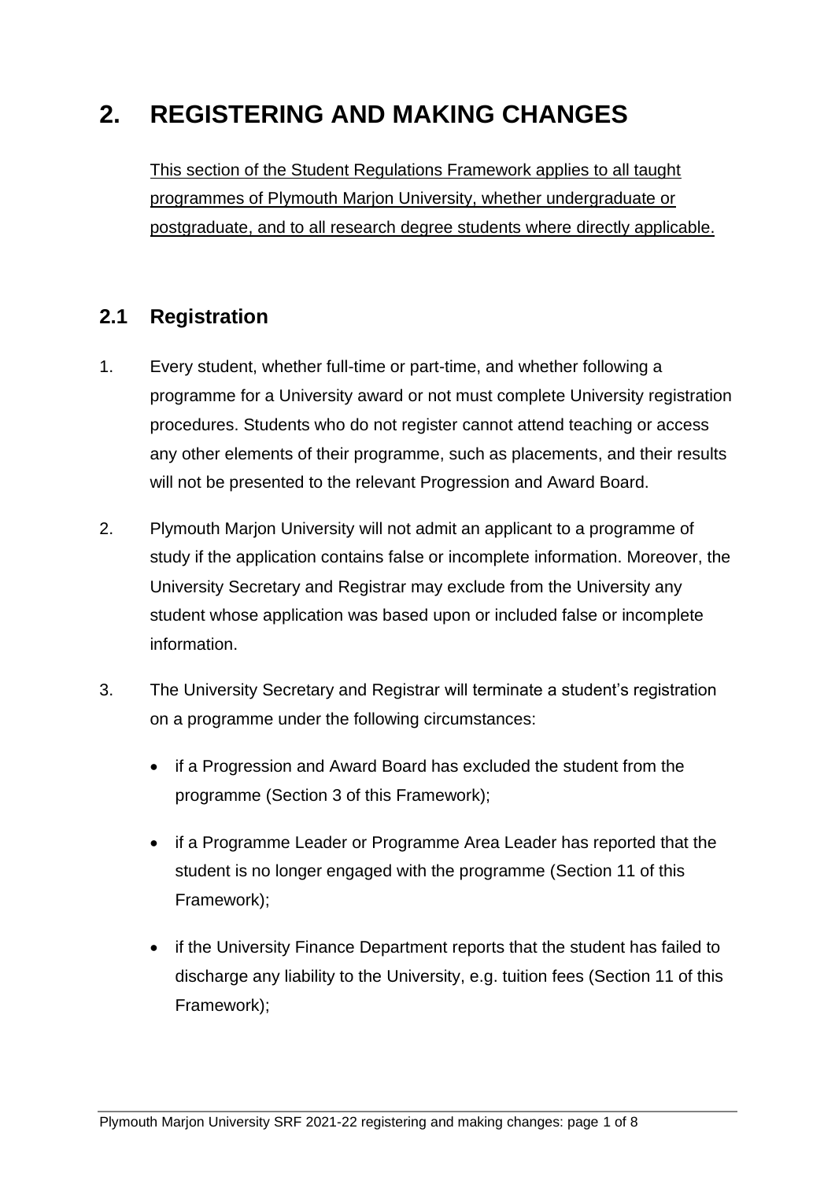# 2. REGISTERING AND MAKING CHANGES

This section of the Student Regulations Framework applies to all taught programmes of Plymouth Marjon University, whether undergraduate or postgraduate, and to all research degree students where directly applicable.

## 2.1 Registration

1. Every student, whether full-time or part-time, and whether following a programme for a University award or not must complete University registration procedures. Students who do not register cannot attend teaching or access any other elements of their programme, such as placements, and their results will not be presented to the relevant Progression and Award Board.

2. Plymouth Marjon University will not admit an applicant to a programme of study if the application contains false or incomplete information. Moreover, the University Secretary and Registrar may exclude from the University any student whose application was based upon or included false or incomplete information.

3. The University Secretary and Registrar will terminate a student's registration on a programme under the following circumstances:

    - if a Progression and Award Board has excluded the student from the programme (Section 3 of this Framework);
    - if a Programme Leader or Programme Area Leader has reported that the student is no longer engaged with the programme (Section 11 of this Framework);
    - if the University Finance Department reports that the student has failed to discharge any liability to the University, e.g. tuition fees (Section 11 of this Framework);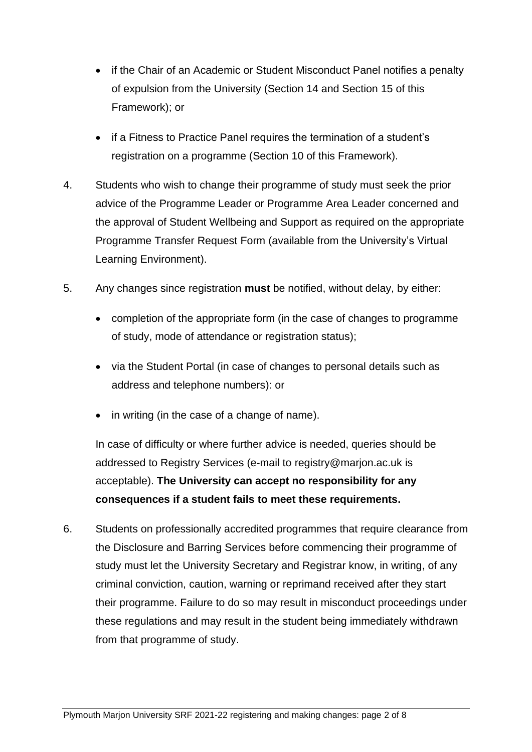- if the Chair of an Academic or Student Misconduct Panel notifies a penalty of expulsion from the University (Section 14 and Section 15 of this Framework); or
- if a Fitness to Practice Panel requires the termination of a student's registration on a programme (Section 10 of this Framework).

4. Students who wish to change their programme of study must seek the prior advice of the Programme Leader or Programme Area Leader concerned and the approval of Student Wellbeing and Support as required on the appropriate Programme Transfer Request Form (available from the University's Virtual Learning Environment).

5. Any changes since registration **must** be notified, without delay, by either:

   - completion of the appropriate form (in the case of changes to programme of study, mode of attendance or registration status);
   - via the Student Portal (in case of changes to personal details such as address and telephone numbers): or
   - in writing (in the case of a change of name).

   In case of difficulty or where further advice is needed, queries should be addressed to Registry Services (e-mail to registry@marjon.ac.uk is acceptable). **The University can accept no responsibility for any consequences if a student fails to meet these requirements.**

6. Students on professionally accredited programmes that require clearance from the Disclosure and Barring Services before commencing their programme of study must let the University Secretary and Registrar know, in writing, of any criminal conviction, caution, warning or reprimand received after they start their programme. Failure to do so may result in misconduct proceedings under these regulations and may result in the student being immediately withdrawn from that programme of study.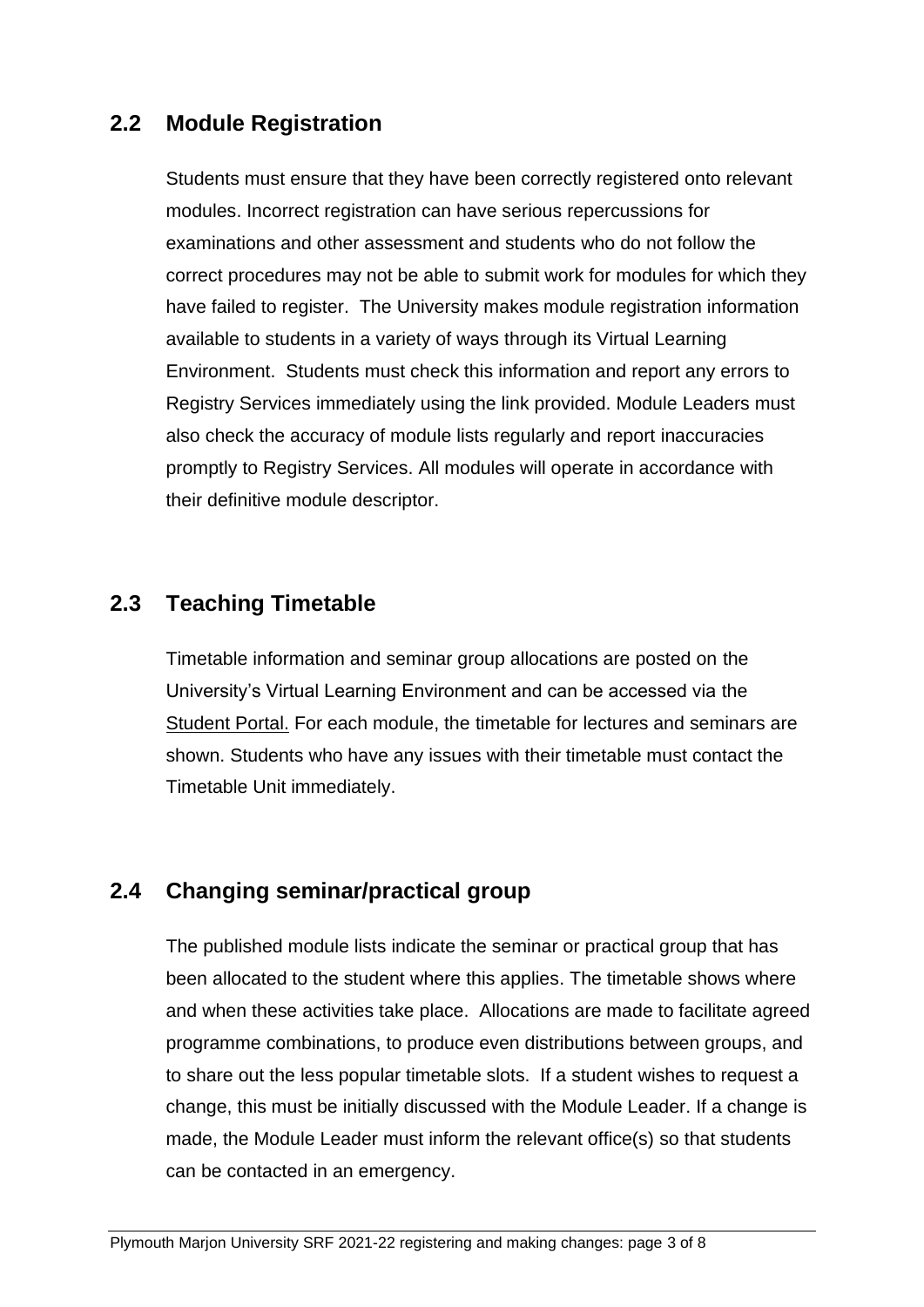## 2.2 Module Registration

Students must ensure that they have been correctly registered onto relevant modules. Incorrect registration can have serious repercussions for examinations and other assessment and students who do not follow the correct procedures may not be able to submit work for modules for which they have failed to register. The University makes module registration information available to students in a variety of ways through its Virtual Learning Environment. Students must check this information and report any errors to Registry Services immediately using the link provided. Module Leaders must also check the accuracy of module lists regularly and report inaccuracies promptly to Registry Services. All modules will operate in accordance with their definitive module descriptor.

## 2.3 Teaching Timetable

Timetable information and seminar group allocations are posted on the University's Virtual Learning Environment and can be accessed via the Student Portal. For each module, the timetable for lectures and seminars are shown. Students who have any issues with their timetable must contact the Timetable Unit immediately.

## 2.4 Changing seminar/practical group

The published module lists indicate the seminar or practical group that has been allocated to the student where this applies. The timetable shows where and when these activities take place. Allocations are made to facilitate agreed programme combinations, to produce even distributions between groups, and to share out the less popular timetable slots. If a student wishes to request a change, this must be initially discussed with the Module Leader. If a change is made, the Module Leader must inform the relevant office(s) so that students can be contacted in an emergency.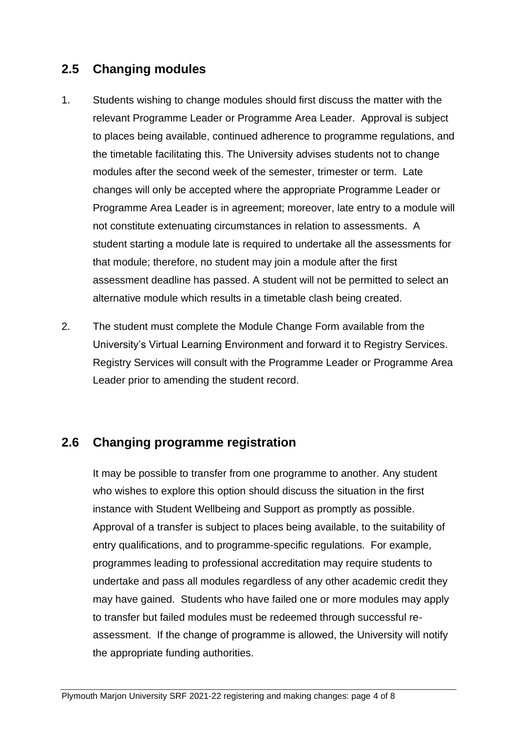## 2.5 Changing modules

1. Students wishing to change modules should first discuss the matter with the relevant Programme Leader or Programme Area Leader. Approval is subject to places being available, continued adherence to programme regulations, and the timetable facilitating this. The University advises students not to change modules after the second week of the semester, trimester or term. Late changes will only be accepted where the appropriate Programme Leader or Programme Area Leader is in agreement; moreover, late entry to a module will not constitute extenuating circumstances in relation to assessments. A student starting a module late is required to undertake all the assessments for that module; therefore, no student may join a module after the first assessment deadline has passed. A student will not be permitted to select an alternative module which results in a timetable clash being created.

2. The student must complete the Module Change Form available from the University's Virtual Learning Environment and forward it to Registry Services. Registry Services will consult with the Programme Leader or Programme Area Leader prior to amending the student record.

## 2.6 Changing programme registration

It may be possible to transfer from one programme to another. Any student who wishes to explore this option should discuss the situation in the first instance with Student Wellbeing and Support as promptly as possible. Approval of a transfer is subject to places being available, to the suitability of entry qualifications, and to programme-specific regulations. For example, programmes leading to professional accreditation may require students to undertake and pass all modules regardless of any other academic credit they may have gained. Students who have failed one or more modules may apply to transfer but failed modules must be redeemed through successful re-assessment. If the change of programme is allowed, the University will notify the appropriate funding authorities.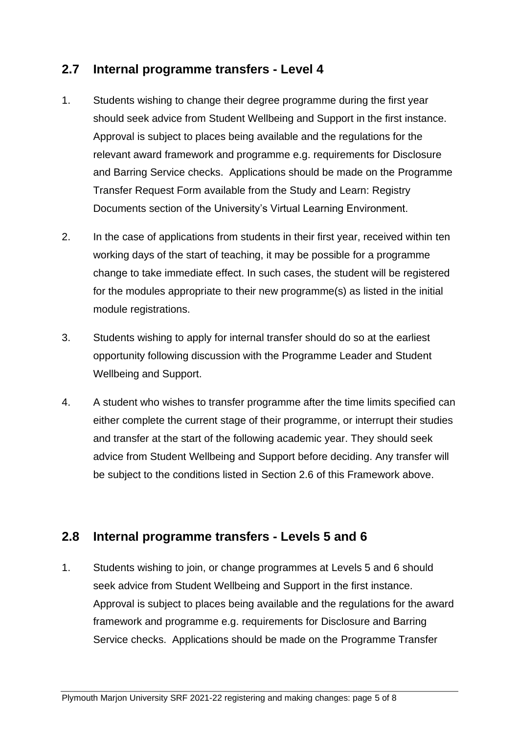## 2.7 Internal programme transfers - Level 4

1. Students wishing to change their degree programme during the first year should seek advice from Student Wellbeing and Support in the first instance. Approval is subject to places being available and the regulations for the relevant award framework and programme e.g. requirements for Disclosure and Barring Service checks. Applications should be made on the Programme Transfer Request Form available from the Study and Learn: Registry Documents section of the University's Virtual Learning Environment.

2. In the case of applications from students in their first year, received within ten working days of the start of teaching, it may be possible for a programme change to take immediate effect. In such cases, the student will be registered for the modules appropriate to their new programme(s) as listed in the initial module registrations.

3. Students wishing to apply for internal transfer should do so at the earliest opportunity following discussion with the Programme Leader and Student Wellbeing and Support.

4. A student who wishes to transfer programme after the time limits specified can either complete the current stage of their programme, or interrupt their studies and transfer at the start of the following academic year. They should seek advice from Student Wellbeing and Support before deciding. Any transfer will be subject to the conditions listed in Section 2.6 of this Framework above.

## 2.8 Internal programme transfers - Levels 5 and 6

1. Students wishing to join, or change programmes at Levels 5 and 6 should seek advice from Student Wellbeing and Support in the first instance. Approval is subject to places being available and the regulations for the award framework and programme e.g. requirements for Disclosure and Barring Service checks. Applications should be made on the Programme Transfer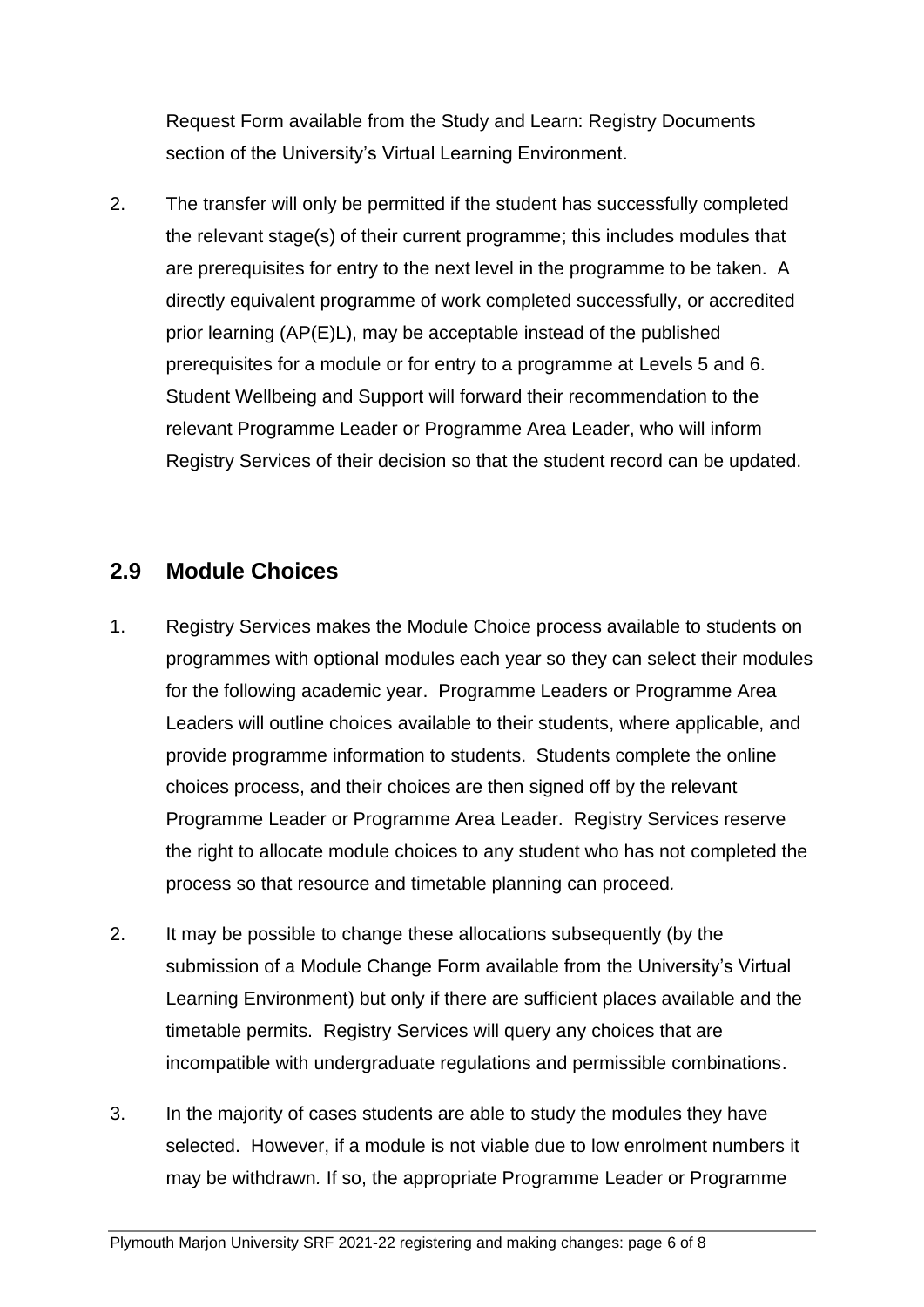Request Form available from the Study and Learn: Registry Documents section of the University's Virtual Learning Environment.

2. The transfer will only be permitted if the student has successfully completed the relevant stage(s) of their current programme; this includes modules that are prerequisites for entry to the next level in the programme to be taken. A directly equivalent programme of work completed successfully, or accredited prior learning (AP(E)L), may be acceptable instead of the published prerequisites for a module or for entry to a programme at Levels 5 and 6. Student Wellbeing and Support will forward their recommendation to the relevant Programme Leader or Programme Area Leader, who will inform Registry Services of their decision so that the student record can be updated.

## 2.9 Module Choices

1. Registry Services makes the Module Choice process available to students on programmes with optional modules each year so they can select their modules for the following academic year. Programme Leaders or Programme Area Leaders will outline choices available to their students, where applicable, and provide programme information to students. Students complete the online choices process, and their choices are then signed off by the relevant Programme Leader or Programme Area Leader. Registry Services reserve the right to allocate module choices to any student who has not completed the process so that resource and timetable planning can proceed.

2. It may be possible to change these allocations subsequently (by the submission of a Module Change Form available from the University's Virtual Learning Environment) but only if there are sufficient places available and the timetable permits. Registry Services will query any choices that are incompatible with undergraduate regulations and permissible combinations.

3. In the majority of cases students are able to study the modules they have selected. However, if a module is not viable due to low enrolment numbers it may be withdrawn. If so, the appropriate Programme Leader or Programme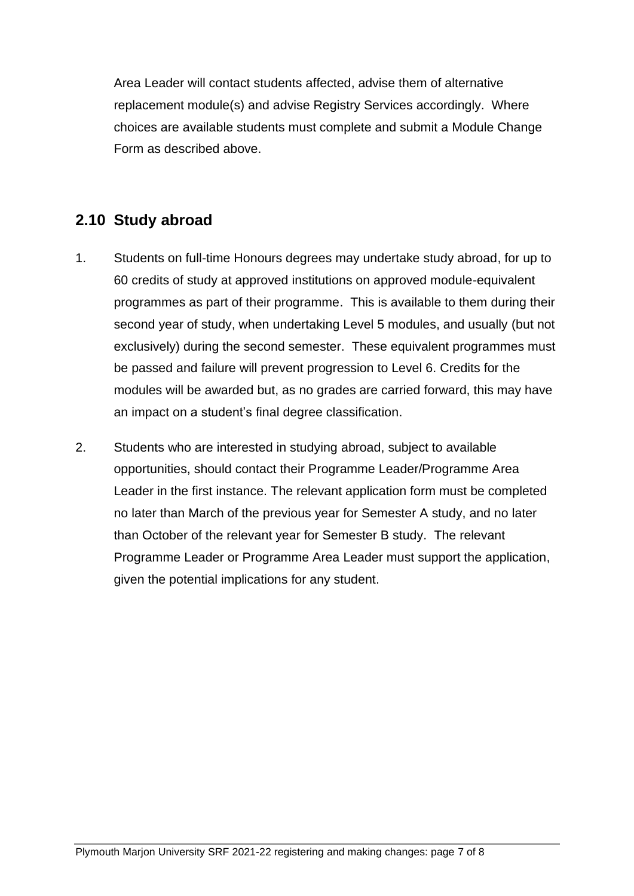Area Leader will contact students affected, advise them of alternative replacement module(s) and advise Registry Services accordingly. Where choices are available students must complete and submit a Module Change Form as described above.

## 2.10 Study abroad

1. Students on full-time Honours degrees may undertake study abroad, for up to 60 credits of study at approved institutions on approved module-equivalent programmes as part of their programme. This is available to them during their second year of study, when undertaking Level 5 modules, and usually (but not exclusively) during the second semester. These equivalent programmes must be passed and failure will prevent progression to Level 6. Credits for the modules will be awarded but, as no grades are carried forward, this may have an impact on a student's final degree classification.

2. Students who are interested in studying abroad, subject to available opportunities, should contact their Programme Leader/Programme Area Leader in the first instance. The relevant application form must be completed no later than March of the previous year for Semester A study, and no later than October of the relevant year for Semester B study. The relevant Programme Leader or Programme Area Leader must support the application, given the potential implications for any student.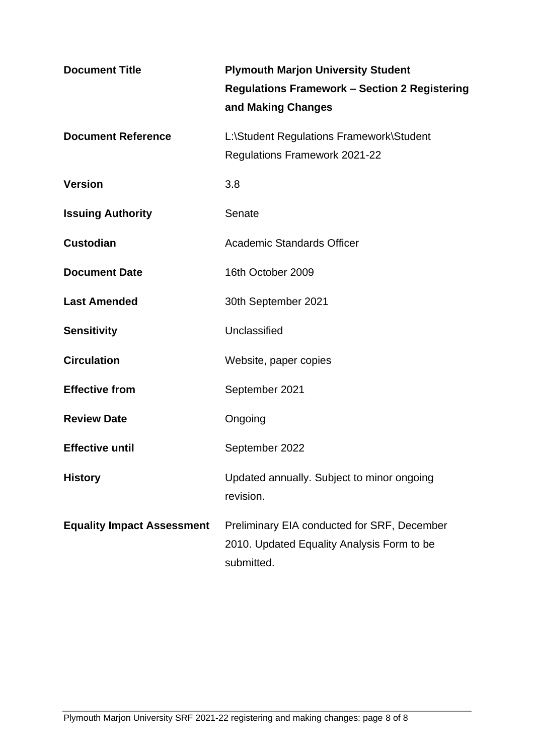| | |
|---|---|
| **Document Title** | **Plymouth Marjon University Student Regulations Framework – Section 2 Registering and Making Changes** |
| **Document Reference** | L:\Student Regulations Framework\Student Regulations Framework 2021-22 |
| **Version** | 3.8 |
| **Issuing Authority** | Senate |
| **Custodian** | Academic Standards Officer |
| **Document Date** | 16th October 2009 |
| **Last Amended** | 30th September 2021 |
| **Sensitivity** | Unclassified |
| **Circulation** | Website, paper copies |
| **Effective from** | September 2021 |
| **Review Date** | Ongoing |
| **Effective until** | September 2022 |
| **History** | Updated annually. Subject to minor ongoing revision. |
| **Equality Impact Assessment** | Preliminary EIA conducted for SRF, December 2010. Updated Equality Analysis Form to be submitted. |